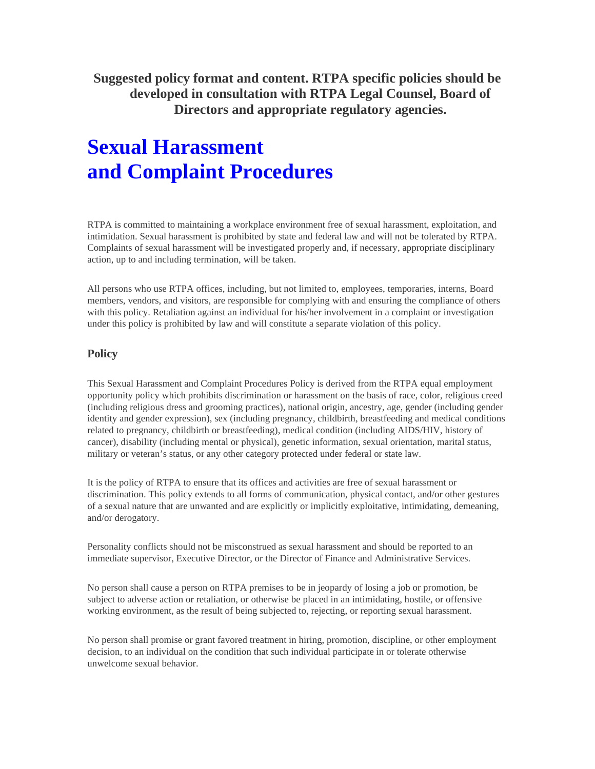**Suggested policy format and content. RTPA specific policies should be developed in consultation with RTPA Legal Counsel, Board of Directors and appropriate regulatory agencies.**

# Sexual Harassment and Complaint Procedures

RTPA is committed to maintaining a workplace environment free of sexual harassment, exploitation, and intimidation. Sexual harassment is prohibited by state and federal law and will not be tolerated by RTPA. Complaints of sexual harassment will be investigated properly and, if necessary, appropriate disciplinary action, up to and including termination, will be taken.

All persons who use RTPA offices, including, but not limited to, employees, temporaries, interns, Board members, vendors, and visitors, are responsible for complying with and ensuring the compliance of others with this policy. Retaliation against an individual for his/her involvement in a complaint or investigation under this policy is prohibited by law and will constitute a separate violation of this policy.

### Policy

This Sexual Harassment and Complaint Procedures Policy is derived from the RTPA equal employment opportunity policy which prohibits discrimination or harassment on the basis of race, color, religious creed (including religious dress and grooming practices), national origin, ancestry, age, gender (including gender identity and gender expression), sex (including pregnancy, childbirth, breastfeeding and medical conditions related to pregnancy, childbirth or breastfeeding), medical condition (including AIDS/HIV, history of cancer), disability (including mental or physical), genetic information, sexual orientation, marital status, military or veteran's status, or any other category protected under federal or state law.

It is the policy of RTPA to ensure that its offices and activities are free of sexual harassment or discrimination. This policy extends to all forms of communication, physical contact, and/or other gestures of a sexual nature that are unwanted and are explicitly or implicitly exploitative, intimidating, demeaning, and/or derogatory.

Personality conflicts should not be misconstrued as sexual harassment and should be reported to an immediate supervisor, Executive Director, or the Director of Finance and Administrative Services.

No person shall cause a person on RTPA premises to be in jeopardy of losing a job or promotion, be subject to adverse action or retaliation, or otherwise be placed in an intimidating, hostile, or offensive working environment, as the result of being subjected to, rejecting, or reporting sexual harassment.

No person shall promise or grant favored treatment in hiring, promotion, discipline, or other employment decision, to an individual on the condition that such individual participate in or tolerate otherwise unwelcome sexual behavior.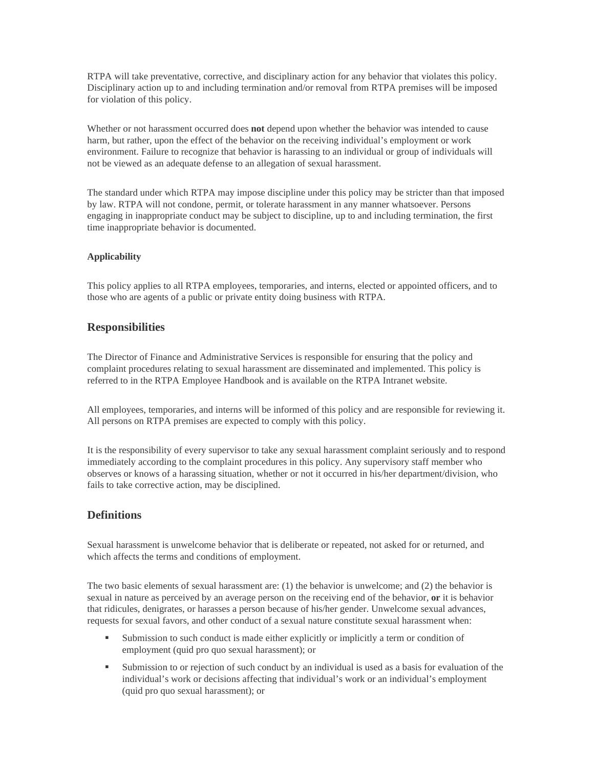RTPA will take preventative, corrective, and disciplinary action for any behavior that violates this policy. Disciplinary action up to and including termination and/or removal from RTPA premises will be imposed for violation of this policy.

Whether or not harassment occurred does **not** depend upon whether the behavior was intended to cause harm, but rather, upon the effect of the behavior on the receiving individual's employment or work environment. Failure to recognize that behavior is harassing to an individual or group of individuals will not be viewed as an adequate defense to an allegation of sexual harassment.

The standard under which RTPA may impose discipline under this policy may be stricter than that imposed by law. RTPA will not condone, permit, or tolerate harassment in any manner whatsoever. Persons engaging in inappropriate conduct may be subject to discipline, up to and including termination, the first time inappropriate behavior is documented.

#### Applicability

This policy applies to all RTPA employees, temporaries, and interns, elected or appointed officers, and to those who are agents of a public or private entity doing business with RTPA.

## Responsibilities

The Director of Finance and Administrative Services is responsible for ensuring that the policy and complaint procedures relating to sexual harassment are disseminated and implemented. This policy is referred to in the RTPA Employee Handbook and is available on the RTPA Intranet website.

All employees, temporaries, and interns will be informed of this policy and are responsible for reviewing it. All persons on RTPA premises are expected to comply with this policy.

It is the responsibility of every supervisor to take any sexual harassment complaint seriously and to respond immediately according to the complaint procedures in this policy. Any supervisory staff member who observes or knows of a harassing situation, whether or not it occurred in his/her department/division, who fails to take corrective action, may be disciplined.

## Definitions

Sexual harassment is unwelcome behavior that is deliberate or repeated, not asked for or returned, and which affects the terms and conditions of employment.

The two basic elements of sexual harassment are: (1) the behavior is unwelcome; and (2) the behavior is sexual in nature as perceived by an average person on the receiving end of the behavior, **or** it is behavior that ridicules, denigrates, or harasses a person because of his/her gender. Unwelcome sexual advances, requests for sexual favors, and other conduct of a sexual nature constitute sexual harassment when:

- Submission to such conduct is made either explicitly or implicitly a term or condition of employment (quid pro quo sexual harassment); or
- Submission to or rejection of such conduct by an individual is used as a basis for evaluation of the individual's work or decisions affecting that individual's work or an individual's employment (quid pro quo sexual harassment); or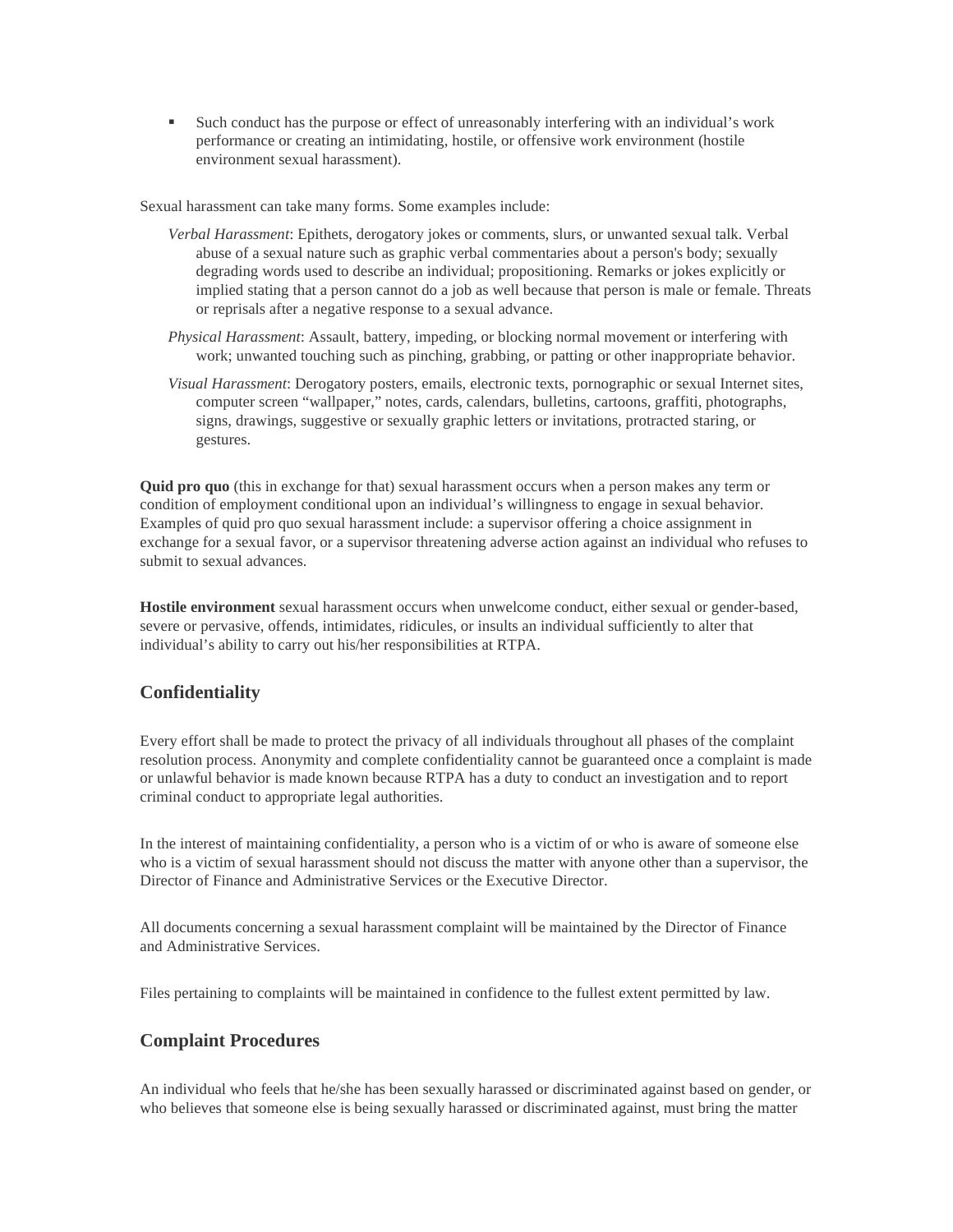- Such conduct has the purpose or effect of unreasonably interfering with an individual's work performance or creating an intimidating, hostile, or offensive work environment (hostile environment sexual harassment).

Sexual harassment can take many forms. Some examples include:

*Verbal Harassment*: Epithets, derogatory jokes or comments, slurs, or unwanted sexual talk. Verbal abuse of a sexual nature such as graphic verbal commentaries about a person's body; sexually degrading words used to describe an individual; propositioning. Remarks or jokes explicitly or implied stating that a person cannot do a job as well because that person is male or female. Threats or reprisals after a negative response to a sexual advance.

*Physical Harassment*: Assault, battery, impeding, or blocking normal movement or interfering with work; unwanted touching such as pinching, grabbing, or patting or other inappropriate behavior.

*Visual Harassment*: Derogatory posters, emails, electronic texts, pornographic or sexual Internet sites, computer screen "wallpaper," notes, cards, calendars, bulletins, cartoons, graffiti, photographs, signs, drawings, suggestive or sexually graphic letters or invitations, protracted staring, or gestures.

**Quid pro quo** (this in exchange for that) sexual harassment occurs when a person makes any term or condition of employment conditional upon an individual's willingness to engage in sexual behavior. Examples of quid pro quo sexual harassment include: a supervisor offering a choice assignment in exchange for a sexual favor, or a supervisor threatening adverse action against an individual who refuses to submit to sexual advances.

**Hostile environment** sexual harassment occurs when unwelcome conduct, either sexual or gender-based, severe or pervasive, offends, intimidates, ridicules, or insults an individual sufficiently to alter that individual's ability to carry out his/her responsibilities at RTPA.

## Confidentiality

Every effort shall be made to protect the privacy of all individuals throughout all phases of the complaint resolution process. Anonymity and complete confidentiality cannot be guaranteed once a complaint is made or unlawful behavior is made known because RTPA has a duty to conduct an investigation and to report criminal conduct to appropriate legal authorities.

In the interest of maintaining confidentiality, a person who is a victim of or who is aware of someone else who is a victim of sexual harassment should not discuss the matter with anyone other than a supervisor, the Director of Finance and Administrative Services or the Executive Director.

All documents concerning a sexual harassment complaint will be maintained by the Director of Finance and Administrative Services.

Files pertaining to complaints will be maintained in confidence to the fullest extent permitted by law.

## Complaint Procedures

An individual who feels that he/she has been sexually harassed or discriminated against based on gender, or who believes that someone else is being sexually harassed or discriminated against, must bring the matter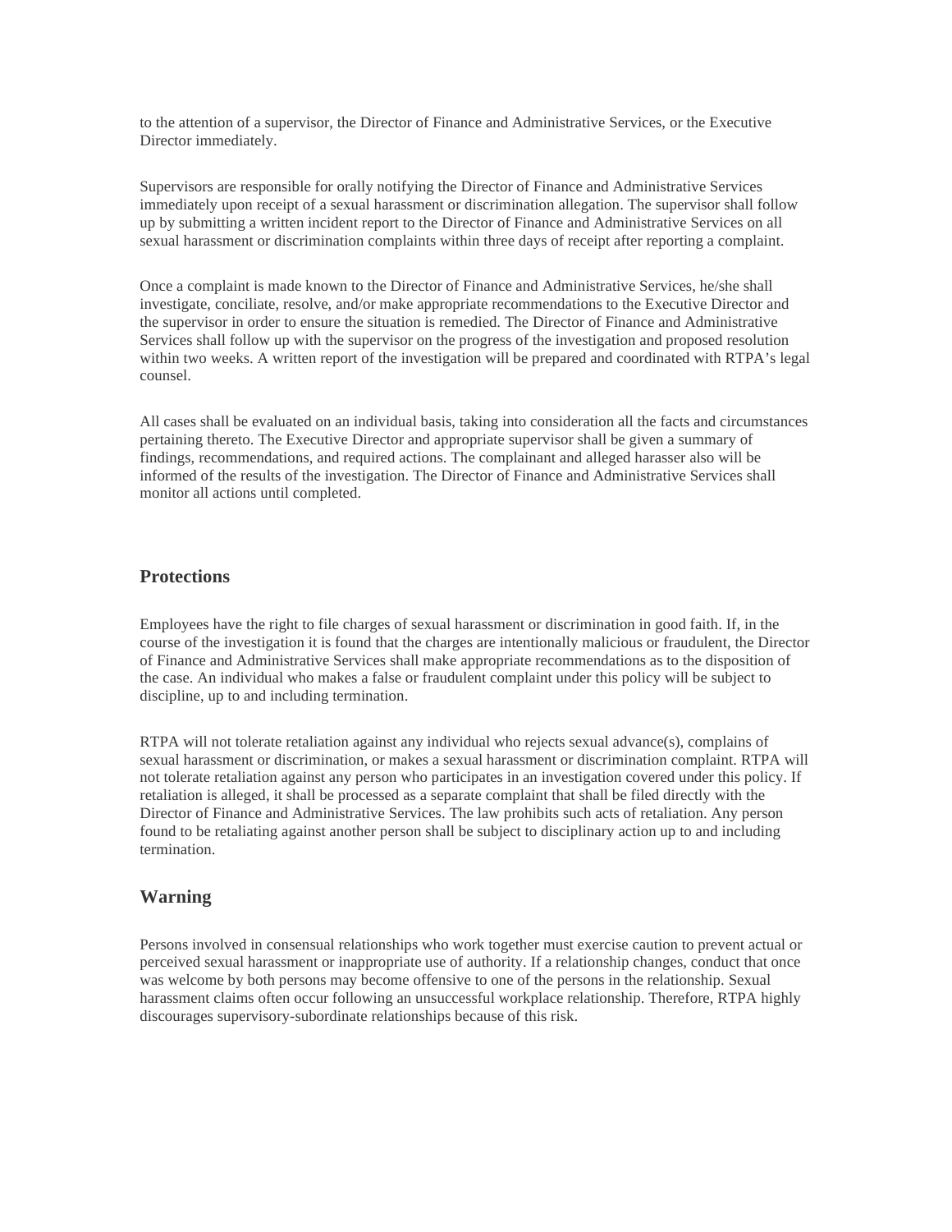to the attention of a supervisor, the Director of Finance and Administrative Services, or the Executive Director immediately.

Supervisors are responsible for orally notifying the Director of Finance and Administrative Services immediately upon receipt of a sexual harassment or discrimination allegation. The supervisor shall follow up by submitting a written incident report to the Director of Finance and Administrative Services on all sexual harassment or discrimination complaints within three days of receipt after reporting a complaint.

Once a complaint is made known to the Director of Finance and Administrative Services, he/she shall investigate, conciliate, resolve, and/or make appropriate recommendations to the Executive Director and the supervisor in order to ensure the situation is remedied. The Director of Finance and Administrative Services shall follow up with the supervisor on the progress of the investigation and proposed resolution within two weeks. A written report of the investigation will be prepared and coordinated with RTPA's legal counsel.

All cases shall be evaluated on an individual basis, taking into consideration all the facts and circumstances pertaining thereto. The Executive Director and appropriate supervisor shall be given a summary of findings, recommendations, and required actions. The complainant and alleged harasser also will be informed of the results of the investigation. The Director of Finance and Administrative Services shall monitor all actions until completed.

## Protections

Employees have the right to file charges of sexual harassment or discrimination in good faith. If, in the course of the investigation it is found that the charges are intentionally malicious or fraudulent, the Director of Finance and Administrative Services shall make appropriate recommendations as to the disposition of the case. An individual who makes a false or fraudulent complaint under this policy will be subject to discipline, up to and including termination.

RTPA will not tolerate retaliation against any individual who rejects sexual advance(s), complains of sexual harassment or discrimination, or makes a sexual harassment or discrimination complaint. RTPA will not tolerate retaliation against any person who participates in an investigation covered under this policy. If retaliation is alleged, it shall be processed as a separate complaint that shall be filed directly with the Director of Finance and Administrative Services. The law prohibits such acts of retaliation. Any person found to be retaliating against another person shall be subject to disciplinary action up to and including termination.

## Warning

Persons involved in consensual relationships who work together must exercise caution to prevent actual or perceived sexual harassment or inappropriate use of authority. If a relationship changes, conduct that once was welcome by both persons may become offensive to one of the persons in the relationship. Sexual harassment claims often occur following an unsuccessful workplace relationship. Therefore, RTPA highly discourages supervisory-subordinate relationships because of this risk.